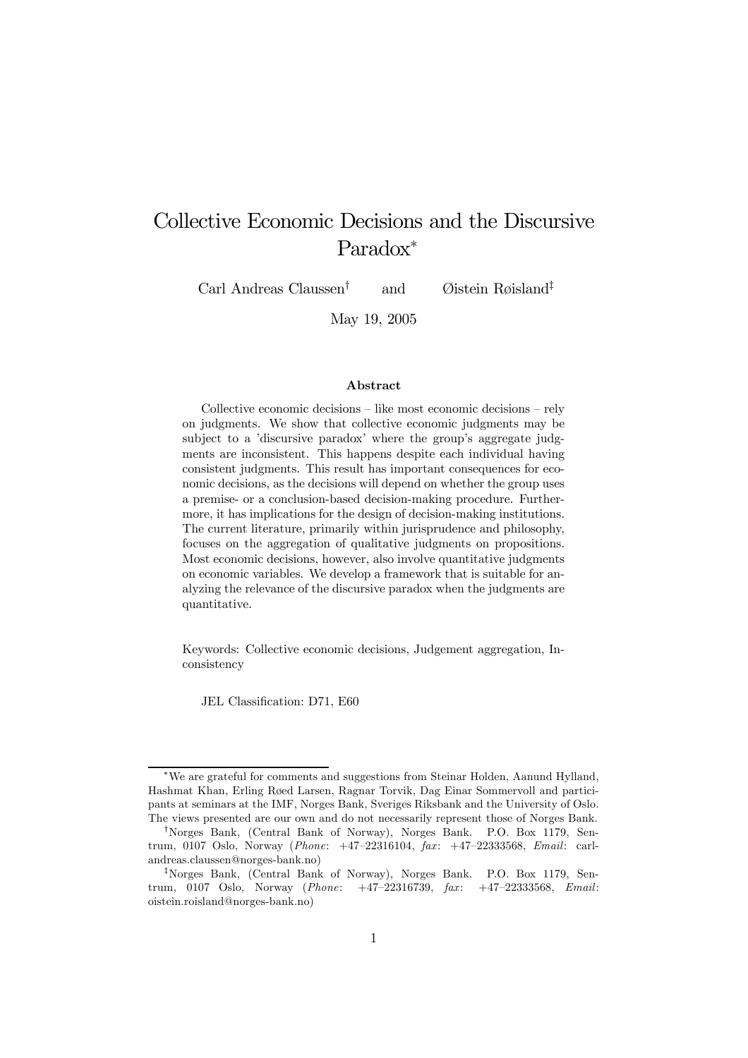# Collective Economic Decisions and the Discursive Paradox*

Carl Andreas Claussen† and Øistein Røisland‡

May 19, 2005

## Abstract

Collective economic decisions – like most economic decisions – rely on judgments. We show that collective economic judgments may be subject to a 'discursive paradox' where the group's aggregate judgments are inconsistent. This happens despite each individual having consistent judgments. This result has important consequences for economic decisions, as the decisions will depend on whether the group uses a premise- or a conclusion-based decision-making procedure. Furthermore, it has implications for the design of decision-making institutions. The current literature, primarily within jurisprudence and philosophy, focuses on the aggregation of qualitative judgments on propositions. Most economic decisions, however, also involve quantitative judgments on economic variables. We develop a framework that is suitable for analyzing the relevance of the discursive paradox when the judgments are quantitative.

Keywords: Collective economic decisions, Judgement aggregation, Inconsistency

JEL Classification: D71, E60

---

*We are grateful for comments and suggestions from Steinar Holden, Aanund Hylland, Hashmat Khan, Erling Røed Larsen, Ragnar Torvik, Dag Einar Sommervoll and participants at seminars at the IMF, Norges Bank, Sveriges Riksbank and the University of Oslo. The views presented are our own and do not necessarily represent those of Norges Bank.

†Norges Bank, (Central Bank of Norway), Norges Bank. P.O. Box 1179, Sentrum, 0107 Oslo, Norway (*Phone*: +47–22316104, *fax*: +47–22333568, *Email*: carl-andreas.claussen@norges-bank.no)

‡Norges Bank, (Central Bank of Norway), Norges Bank. P.O. Box 1179, Sentrum, 0107 Oslo, Norway (*Phone*: +47–22316739, *fax*: +47–22333568, *Email*: oistein.roisland@norges-bank.no)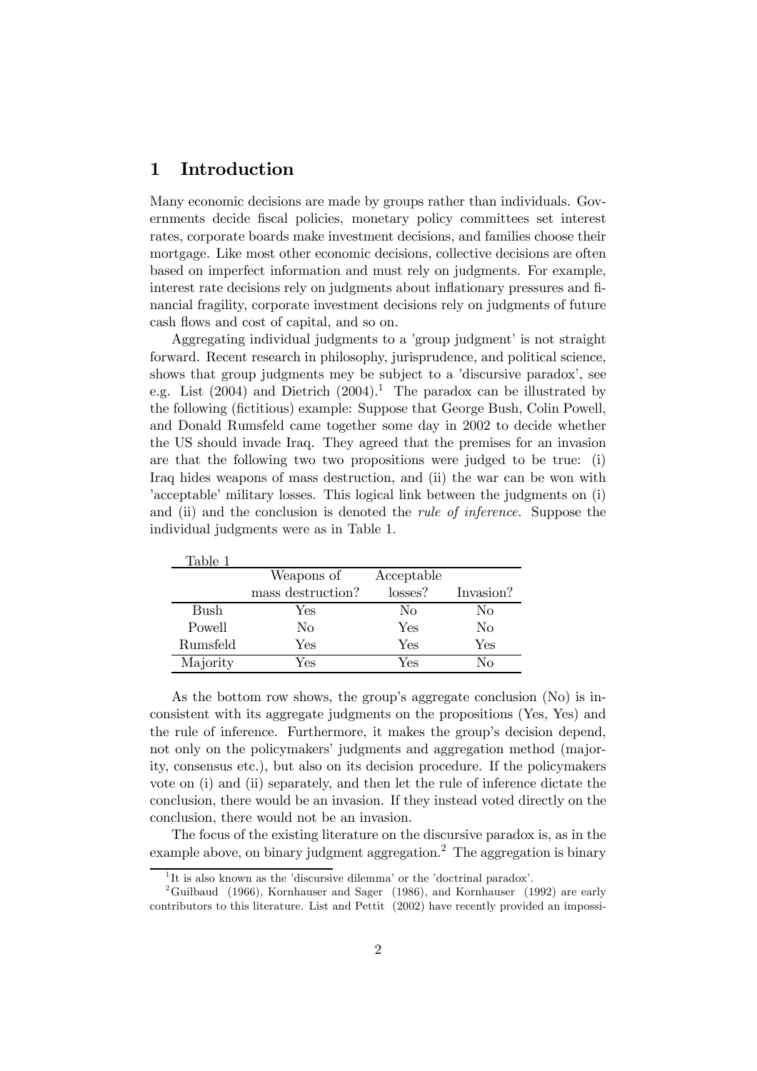# 1 Introduction

Many economic decisions are made by groups rather than individuals. Governments decide fiscal policies, monetary policy committees set interest rates, corporate boards make investment decisions, and families choose their mortgage. Like most other economic decisions, collective decisions are often based on imperfect information and must rely on judgments. For example, interest rate decisions rely on judgments about inflationary pressures and financial fragility, corporate investment decisions rely on judgments of future cash flows and cost of capital, and so on.

Aggregating individual judgments to a 'group judgment' is not straight forward. Recent research in philosophy, jurisprudence, and political science, shows that group judgments mey be subject to a 'discursive paradox', see e.g. List (2004) and Dietrich (2004).[1] The paradox can be illustrated by the following (fictitious) example: Suppose that George Bush, Colin Powell, and Donald Rumsfeld came together some day in 2002 to decide whether the US should invade Iraq. They agreed that the premises for an invasion are that the following two two propositions were judged to be true: (i) Iraq hides weapons of mass destruction, and (ii) the war can be won with 'acceptable' military losses. This logical link between the judgments on (i) and (ii) and the conclusion is denoted the *rule of inference.* Suppose the individual judgments were as in Table 1.

Table 1

| | Weapons of mass destruction? | Acceptable losses? | Invasion? |
|---|---|---|---|
| Bush | Yes | No | No |
| Powell | No | Yes | No |
| Rumsfeld | Yes | Yes | Yes |
| Majority | Yes | Yes | No |

As the bottom row shows, the group's aggregate conclusion (No) is inconsistent with its aggregate judgments on the propositions (Yes, Yes) and the rule of inference. Furthermore, it makes the group's decision depend, not only on the policymakers' judgments and aggregation method (majority, consensus etc.), but also on its decision procedure. If the policymakers vote on (i) and (ii) separately, and then let the rule of inference dictate the conclusion, there would be an invasion. If they instead voted directly on the conclusion, there would not be an invasion.

The focus of the existing literature on the discursive paradox is, as in the example above, on binary judgment aggregation.[2] The aggregation is binary

[1] It is also known as the 'discursive dilemma' or the 'doctrinal paradox'.

[2] Guilbaud (1966), Kornhauser and Sager (1986), and Kornhauser (1992) are early contributors to this literature. List and Pettit (2002) have recently provided an impossi-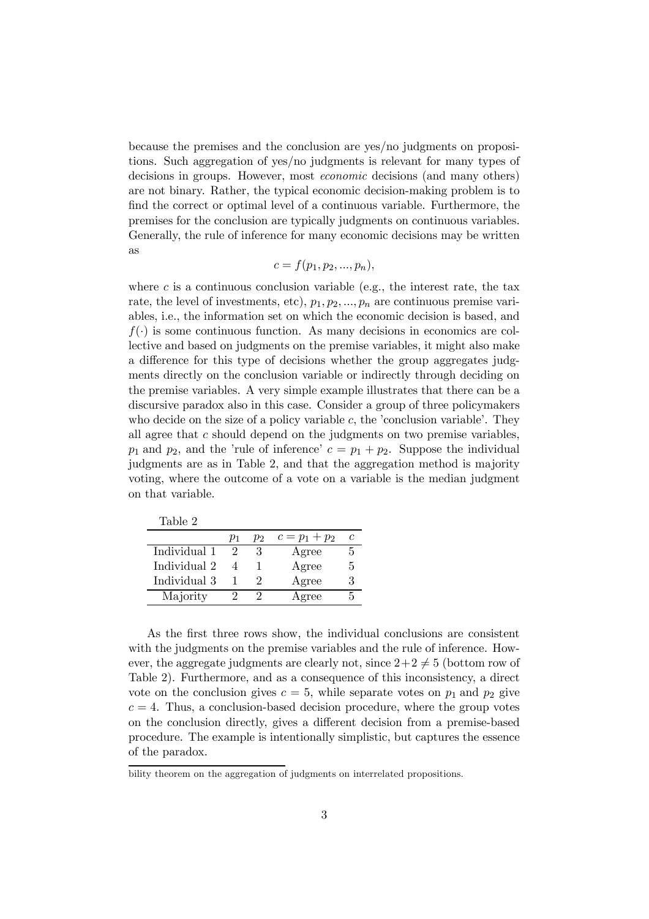because the premises and the conclusion are yes/no judgments on propositions. Such aggregation of yes/no judgments is relevant for many types of decisions in groups. However, most *economic* decisions (and many others) are not binary. Rather, the typical economic decision-making problem is to find the correct or optimal level of a continuous variable. Furthermore, the premises for the conclusion are typically judgments on continuous variables. Generally, the rule of inference for many economic decisions may be written as

$$c = f(p_1, p_2, ..., p_n),$$

where $c$ is a continuous conclusion variable (e.g., the interest rate, the tax rate, the level of investments, etc), $p_1, p_2, ..., p_n$ are continuous premise variables, i.e., the information set on which the economic decision is based, and $f(\cdot)$ is some continuous function. As many decisions in economics are collective and based on judgments on the premise variables, it might also make a difference for this type of decisions whether the group aggregates judgments directly on the conclusion variable or indirectly through deciding on the premise variables. A very simple example illustrates that there can be a discursive paradox also in this case. Consider a group of three policymakers who decide on the size of a policy variable $c$, the 'conclusion variable'. They all agree that $c$ should depend on the judgments on two premise variables, $p_1$ and $p_2$, and the 'rule of inference' $c = p_1 + p_2$. Suppose the individual judgments are as in Table 2, and that the aggregation method is majority voting, where the outcome of a vote on a variable is the median judgment on that variable.

Table 2

| | $p_1$ | $p_2$ | $c = p_1 + p_2$ | $c$ |
|---|---|---|---|---|
| Individual 1 | 2 | 3 | Agree | 5 |
| Individual 2 | 4 | 1 | Agree | 5 |
| Individual 3 | 1 | 2 | Agree | 3 |
| Majority | 2 | 2 | Agree | 5 |

As the first three rows show, the individual conclusions are consistent with the judgments on the premise variables and the rule of inference. However, the aggregate judgments are clearly not, since $2+2 \neq 5$ (bottom row of Table 2). Furthermore, and as a consequence of this inconsistency, a direct vote on the conclusion gives $c = 5$, while separate votes on $p_1$ and $p_2$ give $c = 4$. Thus, a conclusion-based decision procedure, where the group votes on the conclusion directly, gives a different decision from a premise-based procedure. The example is intentionally simplistic, but captures the essence of the paradox.

bility theorem on the aggregation of judgments on interrelated propositions.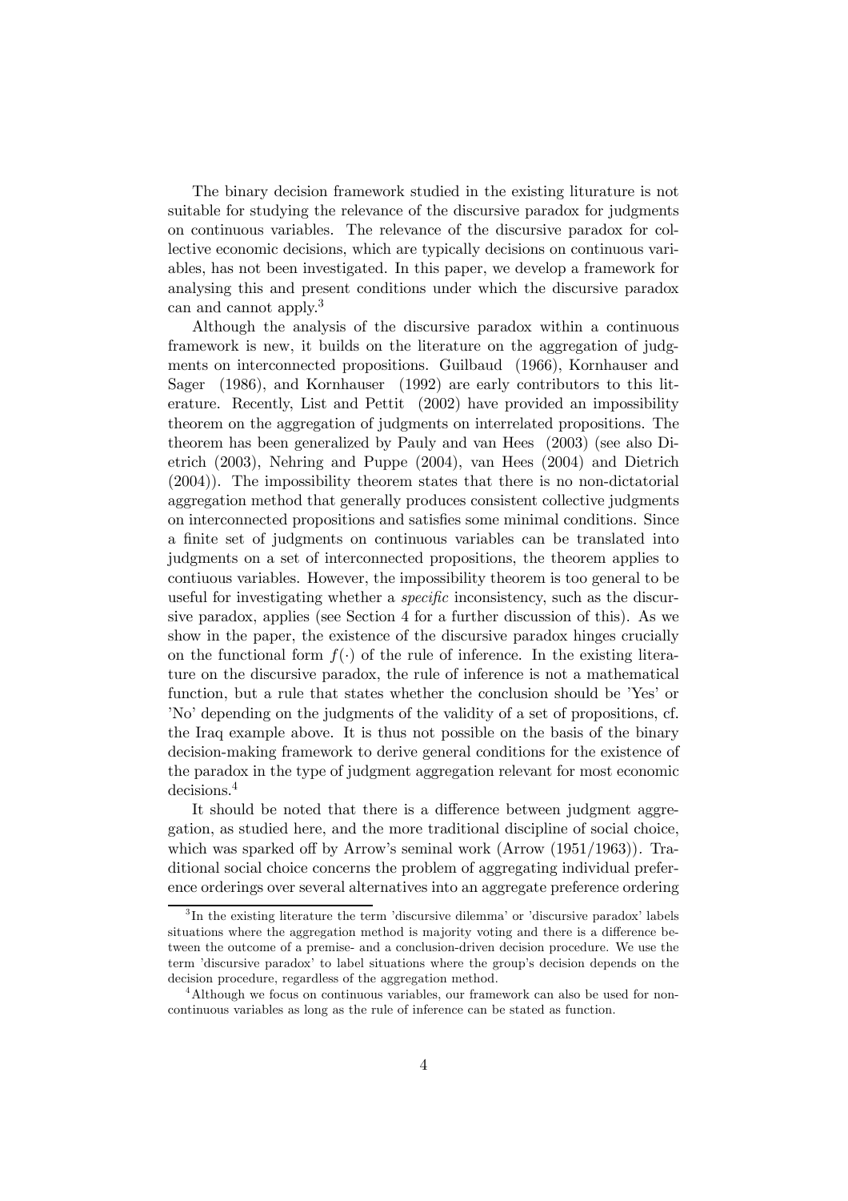The binary decision framework studied in the existing liturature is not suitable for studying the relevance of the discursive paradox for judgments on continuous variables. The relevance of the discursive paradox for collective economic decisions, which are typically decisions on continuous variables, has not been investigated. In this paper, we develop a framework for analysing this and present conditions under which the discursive paradox can and cannot apply.[3]

Although the analysis of the discursive paradox within a continuous framework is new, it builds on the literature on the aggregation of judgments on interconnected propositions. Guilbaud (1966), Kornhauser and Sager (1986), and Kornhauser (1992) are early contributors to this literature. Recently, List and Pettit (2002) have provided an impossibility theorem on the aggregation of judgments on interrelated propositions. The theorem has been generalized by Pauly and van Hees (2003) (see also Dietrich (2003), Nehring and Puppe (2004), van Hees (2004) and Dietrich (2004)). The impossibility theorem states that there is no non-dictatorial aggregation method that generally produces consistent collective judgments on interconnected propositions and satisfies some minimal conditions. Since a finite set of judgments on continuous variables can be translated into judgments on a set of interconnected propositions, the theorem applies to contiuous variables. However, the impossibility theorem is too general to be useful for investigating whether a *specific* inconsistency, such as the discursive paradox, applies (see Section 4 for a further discussion of this). As we show in the paper, the existence of the discursive paradox hinges crucially on the functional form $f(\cdot)$ of the rule of inference. In the existing literature on the discursive paradox, the rule of inference is not a mathematical function, but a rule that states whether the conclusion should be 'Yes' or 'No' depending on the judgments of the validity of a set of propositions, cf. the Iraq example above. It is thus not possible on the basis of the binary decision-making framework to derive general conditions for the existence of the paradox in the type of judgment aggregation relevant for most economic decisions.[4]

It should be noted that there is a difference between judgment aggregation, as studied here, and the more traditional discipline of social choice, which was sparked off by Arrow's seminal work (Arrow (1951/1963)). Traditional social choice concerns the problem of aggregating individual preference orderings over several alternatives into an aggregate preference ordering

---

[3] In the existing literature the term 'discursive dilemma' or 'discursive paradox' labels situations where the aggregation method is majority voting and there is a difference between the outcome of a premise- and a conclusion-driven decision procedure. We use the term 'discursive paradox' to label situations where the group's decision depends on the decision procedure, regardless of the aggregation method.

[4] Although we focus on continuous variables, our framework can also be used for non-continuous variables as long as the rule of inference can be stated as function.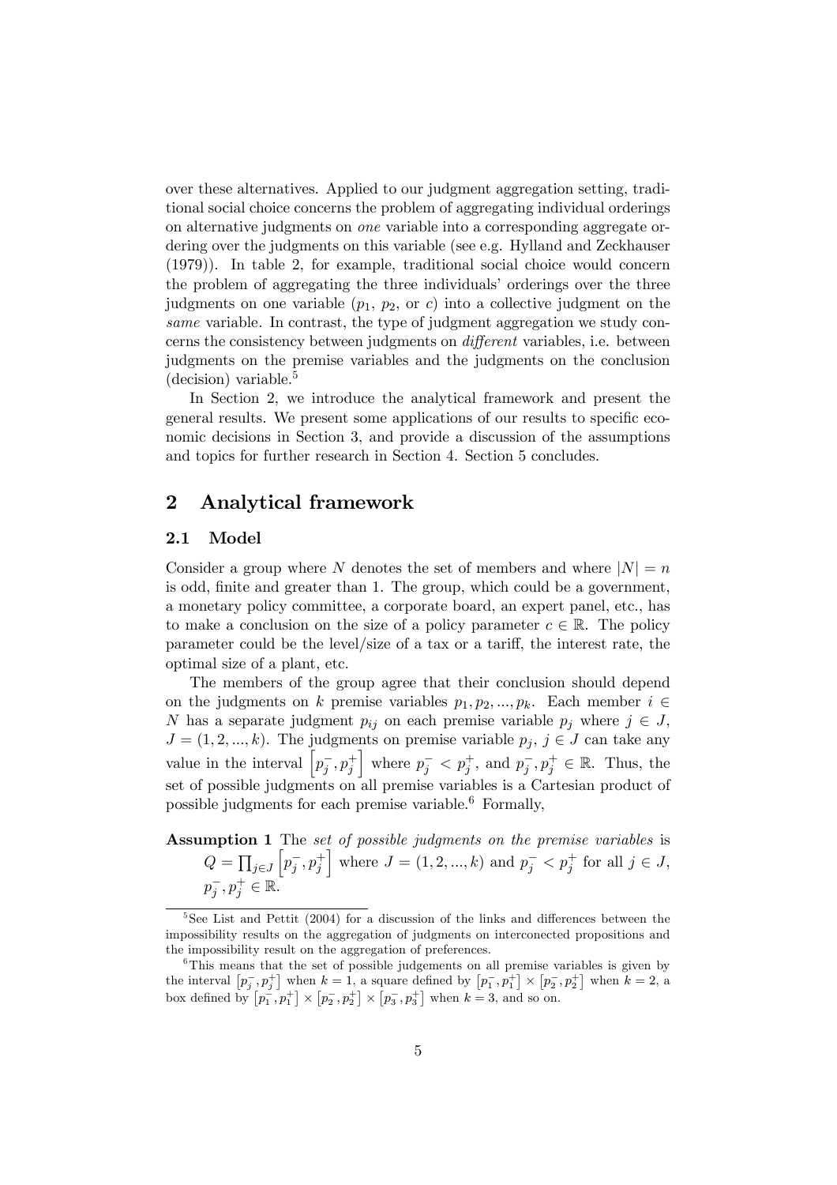over these alternatives. Applied to our judgment aggregation setting, traditional social choice concerns the problem of aggregating individual orderings on alternative judgments on *one* variable into a corresponding aggregate ordering over the judgments on this variable (see e.g. Hylland and Zeckhauser (1979)). In table 2, for example, traditional social choice would concern the problem of aggregating the three individuals' orderings over the three judgments on one variable ($p_1$, $p_2$, or $c$) into a collective judgment on the *same* variable. In contrast, the type of judgment aggregation we study concerns the consistency between judgments on *different* variables, i.e. between judgments on the premise variables and the judgments on the conclusion (decision) variable.[5]

In Section 2, we introduce the analytical framework and present the general results. We present some applications of our results to specific economic decisions in Section 3, and provide a discussion of the assumptions and topics for further research in Section 4. Section 5 concludes.

## 2 Analytical framework

### 2.1 Model

Consider a group where $N$ denotes the set of members and where $|N| = n$ is odd, finite and greater than 1. The group, which could be a government, a monetary policy committee, a corporate board, an expert panel, etc., has to make a conclusion on the size of a policy parameter $c \in \mathbb{R}$. The policy parameter could be the level/size of a tax or a tariff, the interest rate, the optimal size of a plant, etc.

The members of the group agree that their conclusion should depend on the judgments on $k$ premise variables $p_1, p_2, ..., p_k$. Each member $i \in N$ has a separate judgment $p_{ij}$ on each premise variable $p_j$ where $j \in J$, $J = (1, 2, ..., k)$. The judgments on premise variable $p_j$, $j \in J$ can take any value in the interval $\left[p_j^-, p_j^+\right]$ where $p_j^- < p_j^+$, and $p_j^-, p_j^+ \in \mathbb{R}$. Thus, the set of possible judgments on all premise variables is a Cartesian product of possible judgments for each premise variable.[6] Formally,

**Assumption 1** The *set of possible judgments on the premise variables* is $Q = \prod_{j \in J} \left[p_j^-, p_j^+\right]$ where $J = (1, 2, ..., k)$ and $p_j^- < p_j^+$ for all $j \in J$, $p_j^-, p_j^+ \in \mathbb{R}$.

---

[5] See List and Pettit (2004) for a discussion of the links and differences between the impossibility results on the aggregation of judgments on interconected propositions and the impossibility result on the aggregation of preferences.

[6] This means that the set of possible judgements on all premise variables is given by the interval $\left[p_j^-, p_j^+\right]$ when $k = 1$, a square defined by $\left[p_1^-, p_1^+\right] \times \left[p_2^-, p_2^+\right]$ when $k = 2$, a box defined by $\left[p_1^-, p_1^+\right] \times \left[p_2^-, p_2^+\right] \times \left[p_3^-, p_3^+\right]$ when $k = 3$, and so on.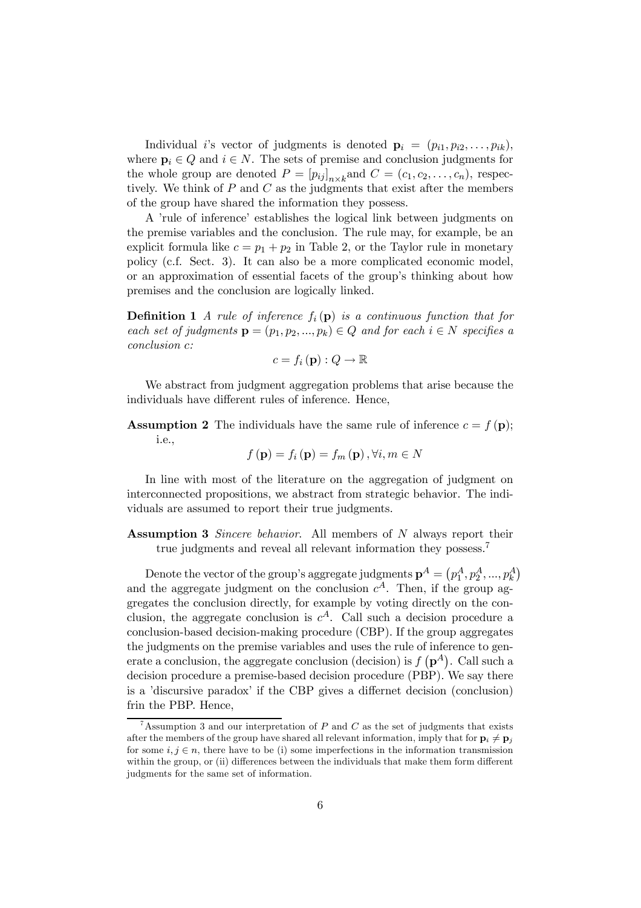Individual $i$'s vector of judgments is denoted $\mathbf{p}_i = (p_{i1}, p_{i2}, \ldots, p_{ik})$, where $\mathbf{p}_i \in Q$ and $i \in N$. The sets of premise and conclusion judgments for the whole group are denoted $P = [p_{ij}]_{n \times k}$and $C = (c_1, c_2, \ldots, c_n)$, respectively. We think of $P$ and $C$ as the judgments that exist after the members of the group have shared the information they possess.

A 'rule of inference' establishes the logical link between judgments on the premise variables and the conclusion. The rule may, for example, be an explicit formula like $c = p_1 + p_2$ in Table 2, or the Taylor rule in monetary policy (c.f. Sect. 3). It can also be a more complicated economic model, or an approximation of essential facets of the group's thinking about how premises and the conclusion are logically linked.

**Definition 1** *A rule of inference $f_i(\mathbf{p})$ is a continuous function that for each set of judgments $\mathbf{p} = (p_1, p_2, ..., p_k) \in Q$ and for each $i \in N$ specifies a conclusion $c$:*

$$c = f_i(\mathbf{p}) : Q \to \mathbb{R}$$

We abstract from judgment aggregation problems that arise because the individuals have different rules of inference. Hence,

**Assumption 2** The individuals have the same rule of inference $c = f(\mathbf{p})$; i.e.,

$$f(\mathbf{p}) = f_i(\mathbf{p}) = f_m(\mathbf{p}), \forall i, m \in N$$

In line with most of the literature on the aggregation of judgment on interconnected propositions, we abstract from strategic behavior. The individuals are assumed to report their true judgments.

**Assumption 3** *Sincere behavior.* All members of $N$ always report their true judgments and reveal all relevant information they possess.[7]

Denote the vector of the group's aggregate judgments $\mathbf{p}^A = (p_1^A, p_2^A, ..., p_k^A)$ and the aggregate judgment on the conclusion $c^A$. Then, if the group aggregates the conclusion directly, for example by voting directly on the conclusion, the aggregate conclusion is $c^A$. Call such a decision procedure a conclusion-based decision-making procedure (CBP). If the group aggregates the judgments on the premise variables and uses the rule of inference to generate a conclusion, the aggregate conclusion (decision) is $f(\mathbf{p}^A)$. Call such a decision procedure a premise-based decision procedure (PBP). We say there is a 'discursive paradox' if the CBP gives a differnet decision (conclusion) frin the PBP. Hence,

---

[7] Assumption 3 and our interpretation of $P$ and $C$ as the set of judgments that exists after the members of the group have shared all relevant information, imply that for $\mathbf{p}_i \neq \mathbf{p}_j$ for some $i, j \in n$, there have to be (i) some imperfections in the information transmission within the group, or (ii) differences between the individuals that make them form different judgments for the same set of information.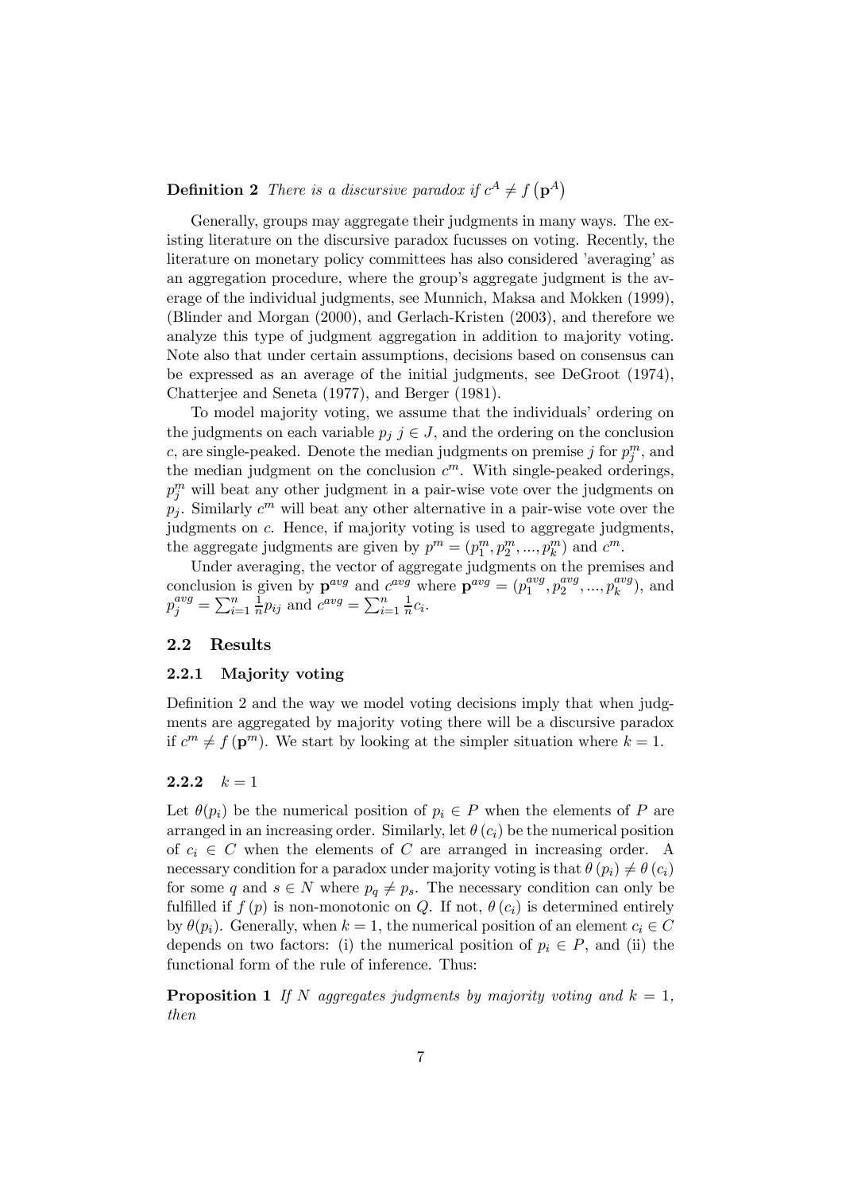**Definition 2** *There is a discursive paradox if $c^A \neq f\left(\mathbf{p}^A\right)$*

Generally, groups may aggregate their judgments in many ways. The existing literature on the discursive paradox fucusses on voting. Recently, the literature on monetary policy committees has also considered 'averaging' as an aggregation procedure, where the group's aggregate judgment is the average of the individual judgments, see Munnich, Maksa and Mokken (1999), (Blinder and Morgan (2000), and Gerlach-Kristen (2003), and therefore we analyze this type of judgment aggregation in addition to majority voting. Note also that under certain assumptions, decisions based on consensus can be expressed as an average of the initial judgments, see DeGroot (1974), Chatterjee and Seneta (1977), and Berger (1981).

To model majority voting, we assume that the individuals' ordering on the judgments on each variable $p_j$ $j \in J$, and the ordering on the conclusion $c$, are single-peaked. Denote the median judgments on premise $j$ for $p_j^m$, and the median judgment on the conclusion $c^m$. With single-peaked orderings, $p_j^m$ will beat any other judgment in a pair-wise vote over the judgments on $p_j$. Similarly $c^m$ will beat any other alternative in a pair-wise vote over the judgments on $c$. Hence, if majority voting is used to aggregate judgments, the aggregate judgments are given by $p^m = (p_1^m, p_2^m, ..., p_k^m)$ and $c^m$.

Under averaging, the vector of aggregate judgments on the premises and conclusion is given by $\mathbf{p}^{avg}$ and $c^{avg}$ where $\mathbf{p}^{avg} = (p_1^{avg}, p_2^{avg}, ..., p_k^{avg})$, and $p_j^{avg} = \sum_{i=1}^{n} \frac{1}{n} p_{ij}$ and $c^{avg} = \sum_{i=1}^{n} \frac{1}{n} c_i$.

## 2.2 Results

### 2.2.1 Majority voting

Definition 2 and the way we model voting decisions imply that when judgments are aggregated by majority voting there will be a discursive paradox if $c^m \neq f\left(\mathbf{p}^m\right)$. We start by looking at the simpler situation where $k = 1$.

### 2.2.2 $k = 1$

Let $\theta(p_i)$ be the numerical position of $p_i \in P$ when the elements of $P$ are arranged in an increasing order. Similarly, let $\theta\left(c_i\right)$ be the numerical position of $c_i \in C$ when the elements of $C$ are arranged in increasing order. A necessary condition for a paradox under majority voting is that $\theta\left(p_i\right) \neq \theta\left(c_i\right)$ for some $q$ and $s \in N$ where $p_q \neq p_s$. The necessary condition can only be fulfilled if $f\left(p\right)$ is non-monotonic on $Q$. If not, $\theta\left(c_i\right)$ is determined entirely by $\theta(p_i)$. Generally, when $k = 1$, the numerical position of an element $c_i \in C$ depends on two factors: (i) the numerical position of $p_i \in P$, and (ii) the functional form of the rule of inference. Thus:

**Proposition 1** *If $N$ aggregates judgments by majority voting and $k = 1$, then*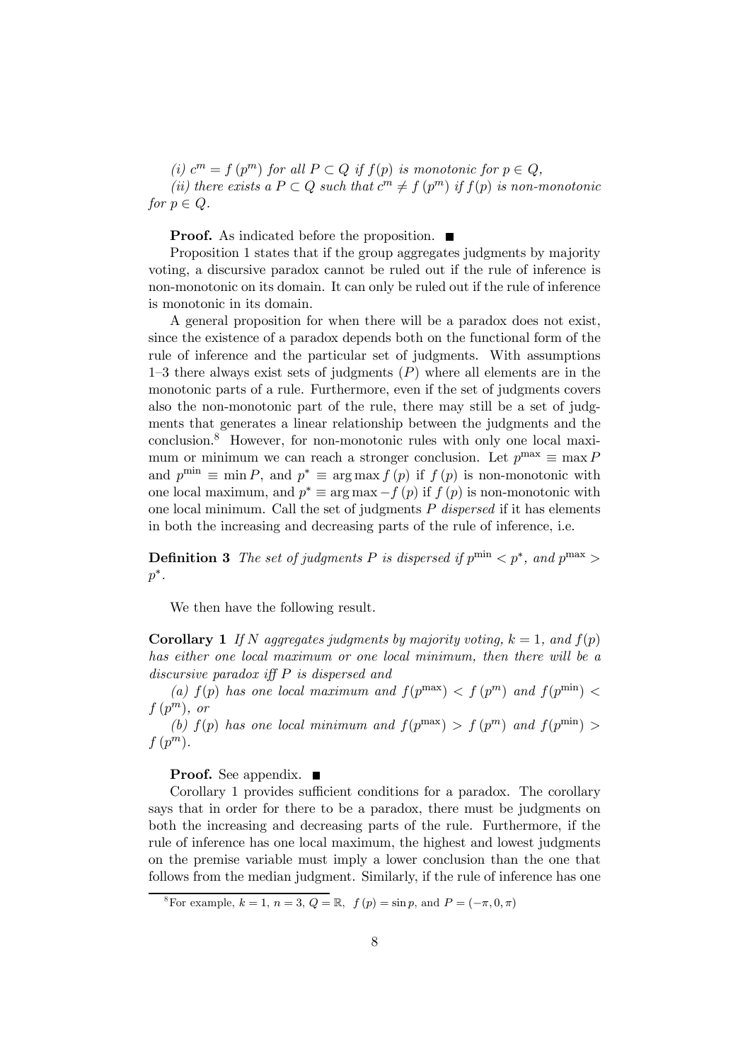*(i)* $c^m = f(p^m)$ *for all* $P \subset Q$ *if* $f(p)$ *is monotonic for* $p \in Q$,

*(ii) there exists a* $P \subset Q$ *such that* $c^m \neq f(p^m)$ *if* $f(p)$ *is non-monotonic for* $p \in Q$.

**Proof.** As indicated before the proposition. ■

Proposition 1 states that if the group aggregates judgments by majority voting, a discursive paradox cannot be ruled out if the rule of inference is non-monotonic on its domain. It can only be ruled out if the rule of inference is monotonic in its domain.

A general proposition for when there will be a paradox does not exist, since the existence of a paradox depends both on the functional form of the rule of inference and the particular set of judgments. With assumptions 1–3 there always exist sets of judgments ($P$) where all elements are in the monotonic parts of a rule. Furthermore, even if the set of judgments covers also the non-monotonic part of the rule, there may still be a set of judgments that generates a linear relationship between the judgments and the conclusion.[8] However, for non-monotonic rules with only one local maximum or minimum we can reach a stronger conclusion. Let $p^{\max} \equiv \max P$ and $p^{\min} \equiv \min P$, and $p^* \equiv \arg\max f(p)$ if $f(p)$ is non-monotonic with one local maximum, and $p^* \equiv \arg\max -f(p)$ if $f(p)$ is non-monotonic with one local minimum. Call the set of judgments $P$ *dispersed* if it has elements in both the increasing and decreasing parts of the rule of inference, i.e.

**Definition 3** *The set of judgments* $P$ *is dispersed if* $p^{\min} < p^*$*, and* $p^{\max} > p^*$.

We then have the following result.

**Corollary 1** *If* $N$ *aggregates judgments by majority voting,* $k = 1$*, and* $f(p)$ *has either one local maximum or one local minimum, then there will be a discursive paradox iff* $P$ *is dispersed and*

*(a)* $f(p)$ *has one local maximum and* $f(p^{\max}) < f(p^m)$ *and* $f(p^{\min}) < f(p^m)$*, or*

*(b)* $f(p)$ *has one local minimum and* $f(p^{\max}) > f(p^m)$ *and* $f(p^{\min}) > f(p^m)$.

**Proof.** See appendix. ■

Corollary 1 provides sufficient conditions for a paradox. The corollary says that in order for there to be a paradox, there must be judgments on both the increasing and decreasing parts of the rule. Furthermore, if the rule of inference has one local maximum, the highest and lowest judgments on the premise variable must imply a lower conclusion than the one that follows from the median judgment. Similarly, if the rule of inference has one

[8] For example, $k = 1$, $n = 3$, $Q = \mathbb{R}$, $f(p) = \sin p$, and $P = (-\pi, 0, \pi)$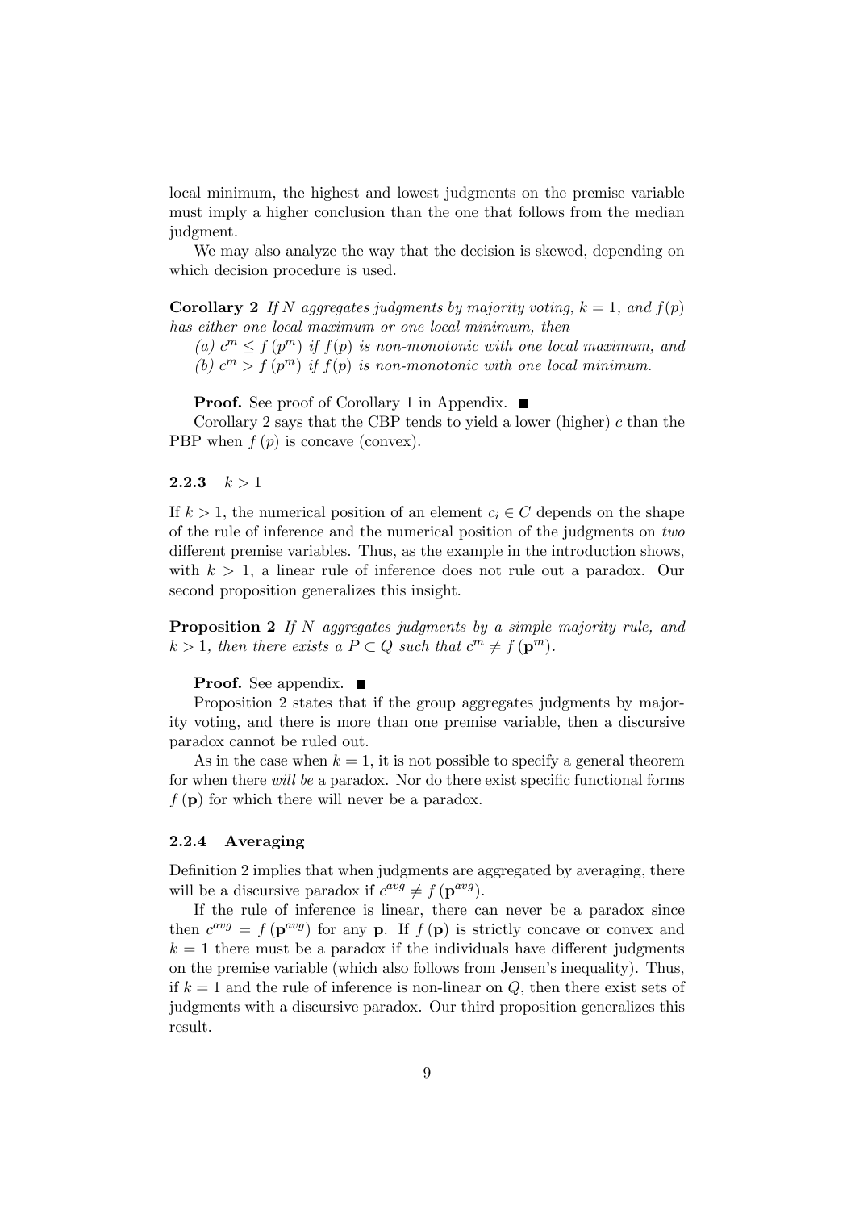local minimum, the highest and lowest judgments on the premise variable must imply a higher conclusion than the one that follows from the median judgment.

We may also analyze the way that the decision is skewed, depending on which decision procedure is used.

**Corollary 2** *If $N$ aggregates judgments by majority voting, $k = 1$, and $f(p)$ has either one local maximum or one local minimum, then*

*(a) $c^m \leq f(p^m)$ if $f(p)$ is non-monotonic with one local maximum, and*

*(b) $c^m > f(p^m)$ if $f(p)$ is non-monotonic with one local minimum.*

**Proof.** See proof of Corollary 1 in Appendix. ■

Corollary 2 says that the CBP tends to yield a lower (higher) $c$ than the PBP when $f(p)$ is concave (convex).

### 2.2.3 $k > 1$

If $k > 1$, the numerical position of an element $c_i \in C$ depends on the shape of the rule of inference and the numerical position of the judgments on *two* different premise variables. Thus, as the example in the introduction shows, with $k > 1$, a linear rule of inference does not rule out a paradox. Our second proposition generalizes this insight.

**Proposition 2** *If $N$ aggregates judgments by a simple majority rule, and $k > 1$, then there exists a $P \subset Q$ such that $c^m \neq f(\mathbf{p}^m)$.*

**Proof.** See appendix. ■

Proposition 2 states that if the group aggregates judgments by majority voting, and there is more than one premise variable, then a discursive paradox cannot be ruled out.

As in the case when $k = 1$, it is not possible to specify a general theorem for when there *will be* a paradox. Nor do there exist specific functional forms $f(\mathbf{p})$ for which there will never be a paradox.

### 2.2.4 Averaging

Definition 2 implies that when judgments are aggregated by averaging, there will be a discursive paradox if $c^{avg} \neq f(\mathbf{p}^{avg})$.

If the rule of inference is linear, there can never be a paradox since then $c^{avg} = f(\mathbf{p}^{avg})$ for any $\mathbf{p}$. If $f(\mathbf{p})$ is strictly concave or convex and $k = 1$ there must be a paradox if the individuals have different judgments on the premise variable (which also follows from Jensen's inequality). Thus, if $k = 1$ and the rule of inference is non-linear on $Q$, then there exist sets of judgments with a discursive paradox. Our third proposition generalizes this result.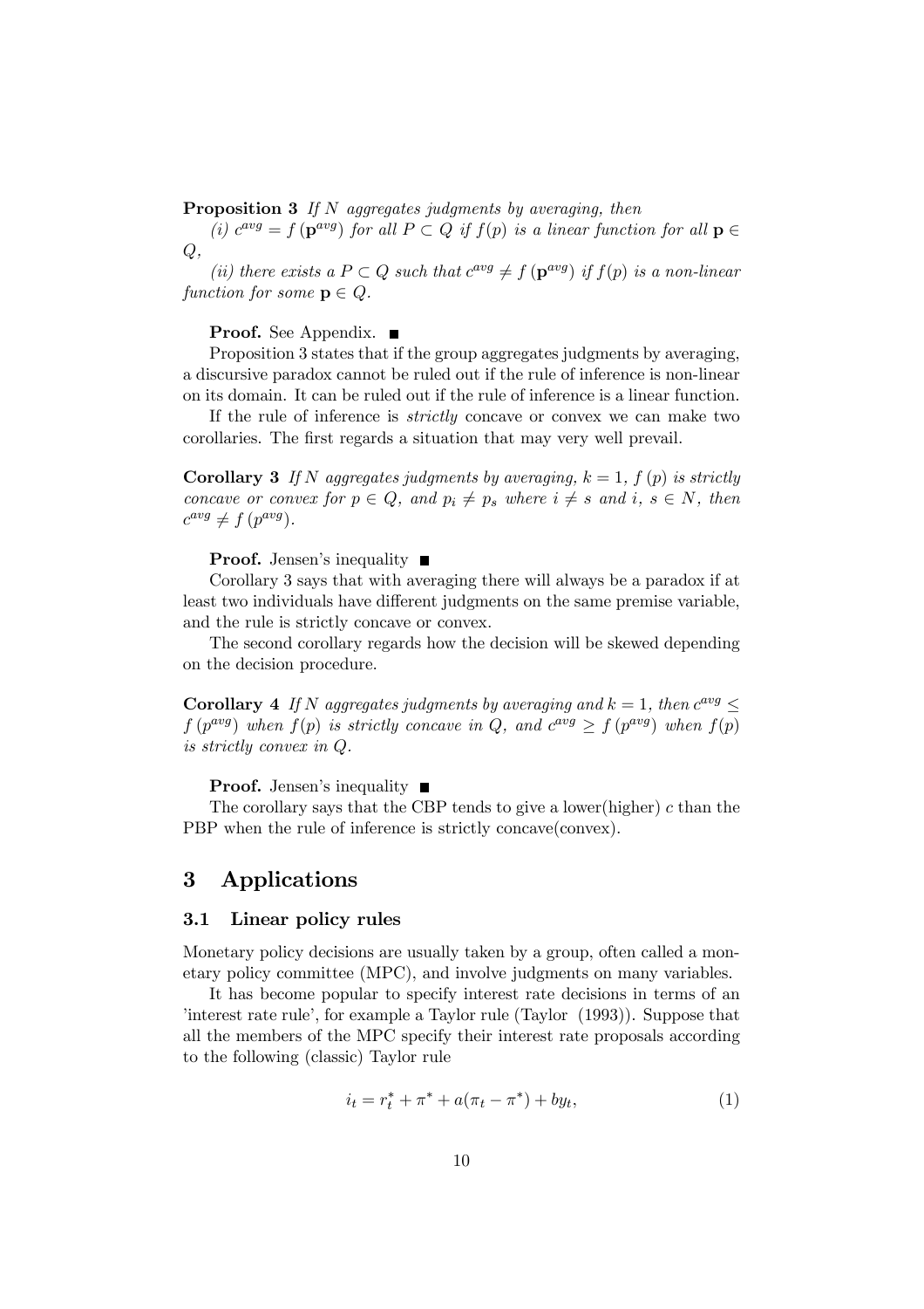**Proposition 3** *If $N$ aggregates judgments by averaging, then*

*(i) $c^{avg} = f(\mathbf{p}^{avg})$ for all $P \subset Q$ if $f(p)$ is a linear function for all $\mathbf{p} \in Q$,*

*(ii) there exists a $P \subset Q$ such that $c^{avg} \neq f(\mathbf{p}^{avg})$ if $f(p)$ is a non-linear function for some $\mathbf{p} \in Q$.*

**Proof.** See Appendix. ■

Proposition 3 states that if the group aggregates judgments by averaging, a discursive paradox cannot be ruled out if the rule of inference is non-linear on its domain. It can be ruled out if the rule of inference is a linear function.

If the rule of inference is *strictly* concave or convex we can make two corollaries. The first regards a situation that may very well prevail.

**Corollary 3** *If $N$ aggregates judgments by averaging, $k = 1$, $f(p)$ is strictly concave or convex for $p \in Q$, and $p_i \neq p_s$ where $i \neq s$ and $i, s \in N$, then $c^{avg} \neq f(p^{avg})$.*

**Proof.** Jensen's inequality ■

Corollary 3 says that with averaging there will always be a paradox if at least two individuals have different judgments on the same premise variable, and the rule is strictly concave or convex.

The second corollary regards how the decision will be skewed depending on the decision procedure.

**Corollary 4** *If $N$ aggregates judgments by averaging and $k = 1$, then $c^{avg} \leq f(p^{avg})$ when $f(p)$ is strictly concave in $Q$, and $c^{avg} \geq f(p^{avg})$ when $f(p)$ is strictly convex in $Q$.*

**Proof.** Jensen's inequality ■

The corollary says that the CBP tends to give a lower(higher) $c$ than the PBP when the rule of inference is strictly concave(convex).

# 3 Applications

## 3.1 Linear policy rules

Monetary policy decisions are usually taken by a group, often called a monetary policy committee (MPC), and involve judgments on many variables.

It has become popular to specify interest rate decisions in terms of an 'interest rate rule', for example a Taylor rule (Taylor (1993)). Suppose that all the members of the MPC specify their interest rate proposals according to the following (classic) Taylor rule

$$i_t = r_t^* + \pi^* + a(\pi_t - \pi^*) + by_t, \tag{1}$$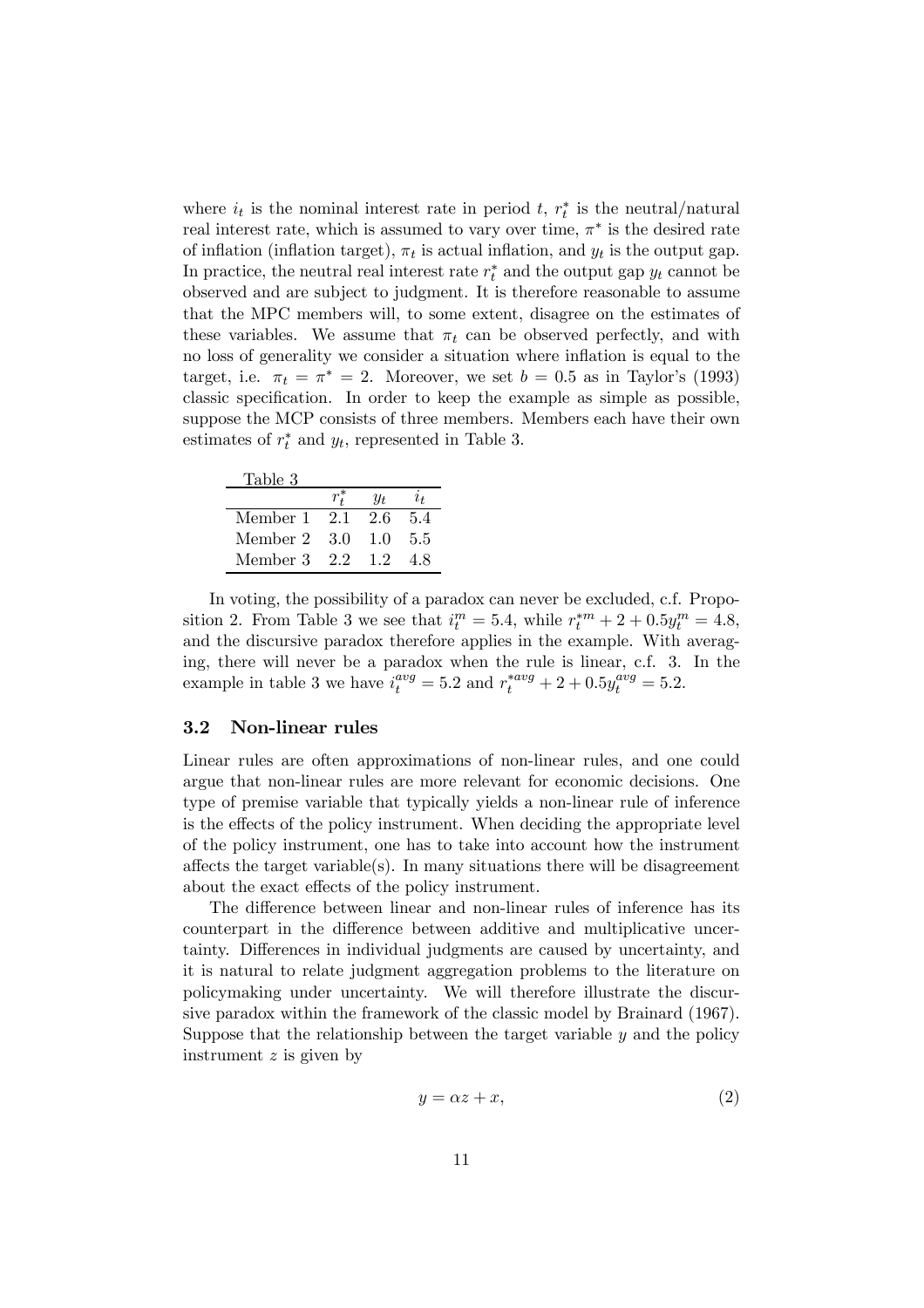where $i_t$ is the nominal interest rate in period $t$, $r_t^*$ is the neutral/natural real interest rate, which is assumed to vary over time, $\pi^*$ is the desired rate of inflation (inflation target), $\pi_t$ is actual inflation, and $y_t$ is the output gap. In practice, the neutral real interest rate $r_t^*$ and the output gap $y_t$ cannot be observed and are subject to judgment. It is therefore reasonable to assume that the MPC members will, to some extent, disagree on the estimates of these variables. We assume that $\pi_t$ can be observed perfectly, and with no loss of generality we consider a situation where inflation is equal to the target, i.e. $\pi_t = \pi^* = 2$. Moreover, we set $b = 0.5$ as in Taylor's (1993) classic specification. In order to keep the example as simple as possible, suppose the MCP consists of three members. Members each have their own estimates of $r_t^*$ and $y_t$, represented in Table 3.

Table 3

| | $r_t^*$ | $y_t$ | $i_t$ |
|---|---|---|---|
| Member 1 | 2.1 | 2.6 | 5.4 |
| Member 2 | 3.0 | 1.0 | 5.5 |
| Member 3 | 2.2 | 1.2 | 4.8 |

In voting, the possibility of a paradox can never be excluded, c.f. Proposition 2. From Table 3 we see that $i_t^m = 5.4$, while $r_t^{*m} + 2 + 0.5y_t^m = 4.8$, and the discursive paradox therefore applies in the example. With averaging, there will never be a paradox when the rule is linear, c.f. 3. In the example in table 3 we have $i_t^{avg} = 5.2$ and $r_t^{*avg} + 2 + 0.5y_t^{avg} = 5.2$.

### 3.2 Non-linear rules

Linear rules are often approximations of non-linear rules, and one could argue that non-linear rules are more relevant for economic decisions. One type of premise variable that typically yields a non-linear rule of inference is the effects of the policy instrument. When deciding the appropriate level of the policy instrument, one has to take into account how the instrument affects the target variable(s). In many situations there will be disagreement about the exact effects of the policy instrument.

The difference between linear and non-linear rules of inference has its counterpart in the difference between additive and multiplicative uncertainty. Differences in individual judgments are caused by uncertainty, and it is natural to relate judgment aggregation problems to the literature on policymaking under uncertainty. We will therefore illustrate the discursive paradox within the framework of the classic model by Brainard (1967). Suppose that the relationship between the target variable $y$ and the policy instrument $z$ is given by

$$y = \alpha z + x, \tag{2}$$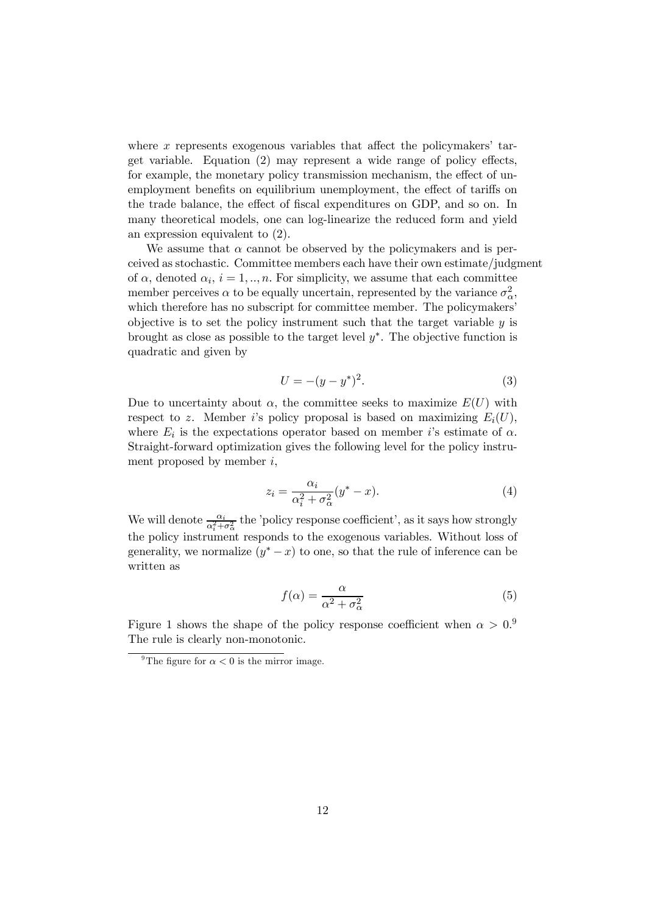where $x$ represents exogenous variables that affect the policymakers' target variable. Equation (2) may represent a wide range of policy effects, for example, the monetary policy transmission mechanism, the effect of unemployment benefits on equilibrium unemployment, the effect of tariffs on the trade balance, the effect of fiscal expenditures on GDP, and so on. In many theoretical models, one can log-linearize the reduced form and yield an expression equivalent to (2).

We assume that $\alpha$ cannot be observed by the policymakers and is perceived as stochastic. Committee members each have their own estimate/judgment of $\alpha$, denoted $\alpha_i$, $i = 1, .., n$. For simplicity, we assume that each committee member perceives $\alpha$ to be equally uncertain, represented by the variance $\sigma_\alpha^2$, which therefore has no subscript for committee member. The policymakers' objective is to set the policy instrument such that the target variable $y$ is brought as close as possible to the target level $y^*$. The objective function is quadratic and given by

$$U = -(y - y^*)^2. \tag{3}$$

Due to uncertainty about $\alpha$, the committee seeks to maximize $E(U)$ with respect to $z$. Member $i$'s policy proposal is based on maximizing $E_i(U)$, where $E_i$ is the expectations operator based on member $i$'s estimate of $\alpha$. Straight-forward optimization gives the following level for the policy instrument proposed by member $i$,

$$z_i = \frac{\alpha_i}{\alpha_i^2 + \sigma_\alpha^2}(y^* - x). \tag{4}$$

We will denote $\frac{\alpha_i}{\alpha_i^2+\sigma_\alpha^2}$ the 'policy response coefficient', as it says how strongly the policy instrument responds to the exogenous variables. Without loss of generality, we normalize $(y^* - x)$ to one, so that the rule of inference can be written as

$$f(\alpha) = \frac{\alpha}{\alpha^2 + \sigma_\alpha^2} \tag{5}$$

Figure 1 shows the shape of the policy response coefficient when $\alpha > 0$.[9] The rule is clearly non-monotonic.

[9] The figure for $\alpha < 0$ is the mirror image.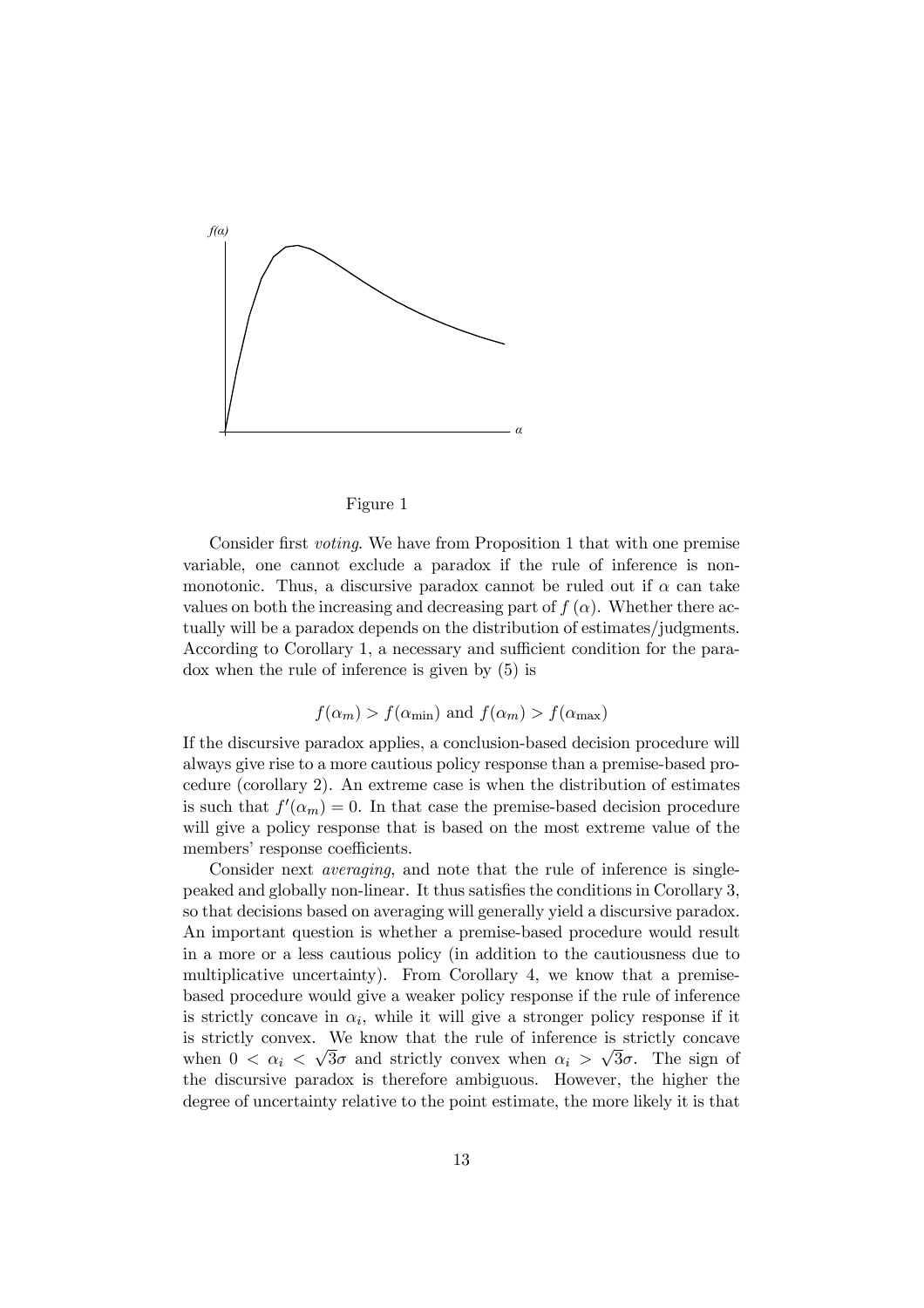Figure 1

Consider first *voting*. We have from Proposition 1 that with one premise variable, one cannot exclude a paradox if the rule of inference is non-monotonic. Thus, a discursive paradox cannot be ruled out if $\alpha$ can take values on both the increasing and decreasing part of $f(\alpha)$. Whether there actually will be a paradox depends on the distribution of estimates/judgments. According to Corollary 1, a necessary and sufficient condition for the paradox when the rule of inference is given by (5) is

$$f(\alpha_m) > f(\alpha_{\min}) \text{ and } f(\alpha_m) > f(\alpha_{\max})$$

If the discursive paradox applies, a conclusion-based decision procedure will always give rise to a more cautious policy response than a premise-based procedure (corollary 2). An extreme case is when the distribution of estimates is such that $f'(\alpha_m) = 0$. In that case the premise-based decision procedure will give a policy response that is based on the most extreme value of the members' response coefficients.

Consider next *averaging*, and note that the rule of inference is single-peaked and globally non-linear. It thus satisfies the conditions in Corollary 3, so that decisions based on averaging will generally yield a discursive paradox. An important question is whether a premise-based procedure would result in a more or a less cautious policy (in addition to the cautiousness due to multiplicative uncertainty). From Corollary 4, we know that a premise-based procedure would give a weaker policy response if the rule of inference is strictly concave in $\alpha_i$, while it will give a stronger policy response if it is strictly convex. We know that the rule of inference is strictly concave when $0 < \alpha_i < \sqrt{3}\sigma$ and strictly convex when $\alpha_i > \sqrt{3}\sigma$. The sign of the discursive paradox is therefore ambiguous. However, the higher the degree of uncertainty relative to the point estimate, the more likely it is that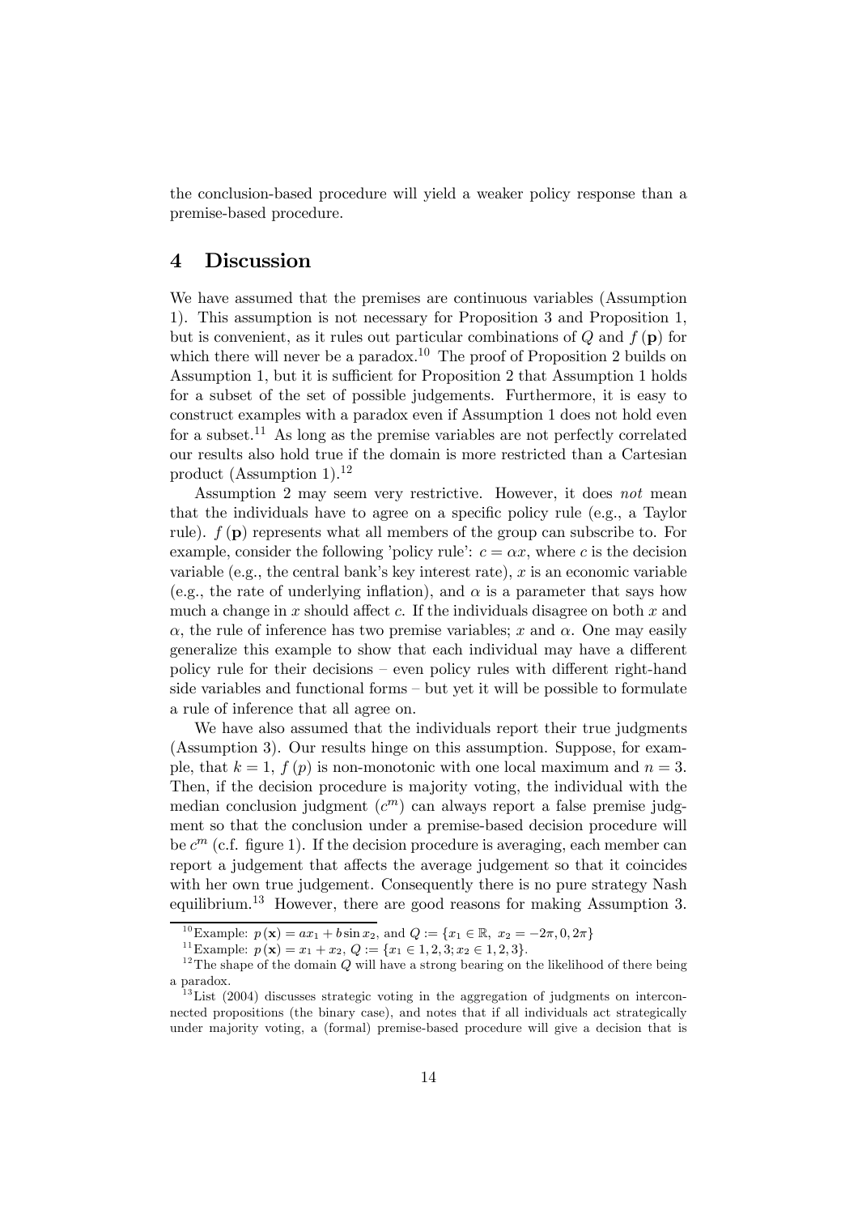the conclusion-based procedure will yield a weaker policy response than a premise-based procedure.

## 4 Discussion

We have assumed that the premises are continuous variables (Assumption 1). This assumption is not necessary for Proposition 3 and Proposition 1, but is convenient, as it rules out particular combinations of $Q$ and $f(\mathbf{p})$ for which there will never be a paradox.[10] The proof of Proposition 2 builds on Assumption 1, but it is sufficient for Proposition 2 that Assumption 1 holds for a subset of the set of possible judgements. Furthermore, it is easy to construct examples with a paradox even if Assumption 1 does not hold even for a subset.[11] As long as the premise variables are not perfectly correlated our results also hold true if the domain is more restricted than a Cartesian product (Assumption 1).[12]

Assumption 2 may seem very restrictive. However, it does *not* mean that the individuals have to agree on a specific policy rule (e.g., a Taylor rule). $f(\mathbf{p})$ represents what all members of the group can subscribe to. For example, consider the following 'policy rule': $c = \alpha x$, where $c$ is the decision variable (e.g., the central bank's key interest rate), $x$ is an economic variable (e.g., the rate of underlying inflation), and $\alpha$ is a parameter that says how much a change in $x$ should affect $c$. If the individuals disagree on both $x$ and $\alpha$, the rule of inference has two premise variables; $x$ and $\alpha$. One may easily generalize this example to show that each individual may have a different policy rule for their decisions – even policy rules with different right-hand side variables and functional forms – but yet it will be possible to formulate a rule of inference that all agree on.

We have also assumed that the individuals report their true judgments (Assumption 3). Our results hinge on this assumption. Suppose, for example, that $k = 1$, $f(p)$ is non-monotonic with one local maximum and $n = 3$. Then, if the decision procedure is majority voting, the individual with the median conclusion judgment ($c^m$) can always report a false premise judgment so that the conclusion under a premise-based decision procedure will be $c^m$ (c.f. figure 1). If the decision procedure is averaging, each member can report a judgement that affects the average judgement so that it coincides with her own true judgement. Consequently there is no pure strategy Nash equilibrium.[13] However, there are good reasons for making Assumption 3.

---

[10] Example: $p(\mathbf{x}) = ax_1 + b \sin x_2$, and $Q := \{x_1 \in \mathbb{R},\ x_2 = -2\pi, 0, 2\pi\}$

[11] Example: $p(\mathbf{x}) = x_1 + x_2$, $Q := \{x_1 \in 1, 2, 3; x_2 \in 1, 2, 3\}$.

[12] The shape of the domain $Q$ will have a strong bearing on the likelihood of there being a paradox.

[13] List (2004) discusses strategic voting in the aggregation of judgments on interconnected propositions (the binary case), and notes that if all individuals act strategically under majority voting, a (formal) premise-based procedure will give a decision that is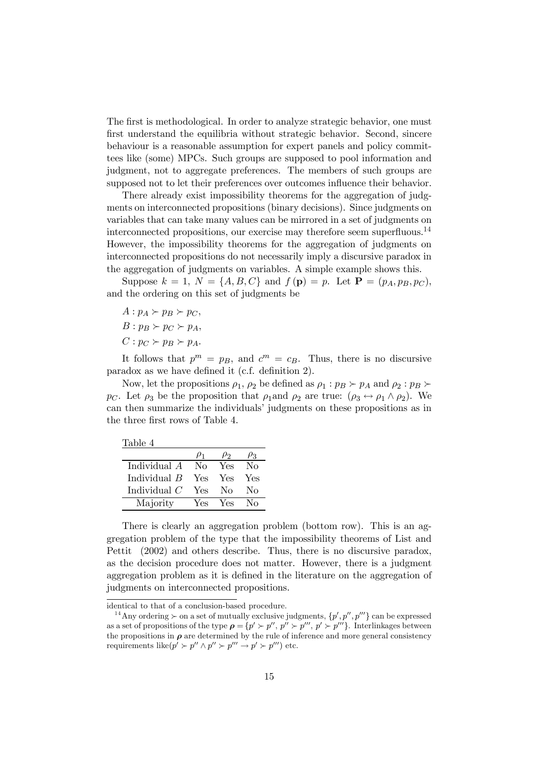The first is methodological. In order to analyze strategic behavior, one must first understand the equilibria without strategic behavior. Second, sincere behaviour is a reasonable assumption for expert panels and policy committees like (some) MPCs. Such groups are supposed to pool information and judgment, not to aggregate preferences. The members of such groups are supposed not to let their preferences over outcomes influence their behavior.

There already exist impossibility theorems for the aggregation of judgments on interconnected propositions (binary decisions). Since judgments on variables that can take many values can be mirrored in a set of judgments on interconnected propositions, our exercise may therefore seem superfluous.[14] However, the impossibility theorems for the aggregation of judgments on interconnected propositions do not necessarily imply a discursive paradox in the aggregation of judgments on variables. A simple example shows this.

Suppose $k = 1$, $N = \{A, B, C\}$ and $f(\mathbf{p}) = p$. Let $\mathbf{P} = (p_A, p_B, p_C)$, and the ordering on this set of judgments be

$A : p_A \succ p_B \succ p_C$,

$B : p_B \succ p_C \succ p_A$,

$C : p_C \succ p_B \succ p_A$.

It follows that $p^m = p_B$, and $c^m = c_B$. Thus, there is no discursive paradox as we have defined it (c.f. definition 2).

Now, let the propositions $\rho_1$, $\rho_2$ be defined as $\rho_1 : p_B \succ p_A$ and $\rho_2 : p_B \succ p_C$. Let $\rho_3$ be the proposition that $\rho_1$and $\rho_2$ are true: $(\rho_3 \leftrightarrow \rho_1 \wedge \rho_2)$. We can then summarize the individuals' judgments on these propositions as in the three first rows of Table 4.

Table 4

| | $\rho_1$ | $\rho_2$ | $\rho_3$ |
|---|---|---|---|
| Individual $A$ | No | Yes | No |
| Individual $B$ | Yes | Yes | Yes |
| Individual $C$ | Yes | No | No |
| Majority | Yes | Yes | No |

There is clearly an aggregation problem (bottom row). This is an aggregation problem of the type that the impossibility theorems of List and Pettit (2002) and others describe. Thus, there is no discursive paradox, as the decision procedure does not matter. However, there is a judgment aggregation problem as it is defined in the literature on the aggregation of judgments on interconnected propositions.

---

identical to that of a conclusion-based procedure.

[14] Any ordering $\succ$ on a set of mutually exclusive judgments, $\{p', p'', p'''\}$ can be expressed as a set of propositions of the type $\boldsymbol{\rho} = \{p' \succ p'', p'' \succ p''', p' \succ p'''\}$. Interlinkages between the propositions in $\boldsymbol{\rho}$ are determined by the rule of inference and more general consistency requirements like$(p' \succ p'' \wedge p'' \succ p''' \rightarrow p' \succ p''')$ etc.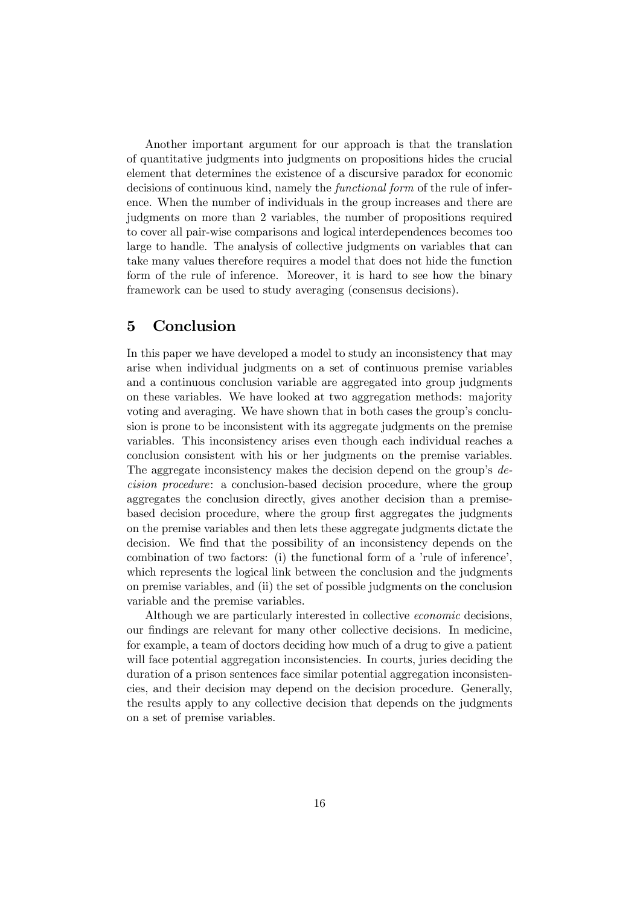Another important argument for our approach is that the translation of quantitative judgments into judgments on propositions hides the crucial element that determines the existence of a discursive paradox for economic decisions of continuous kind, namely the *functional form* of the rule of inference. When the number of individuals in the group increases and there are judgments on more than 2 variables, the number of propositions required to cover all pair-wise comparisons and logical interdependences becomes too large to handle. The analysis of collective judgments on variables that can take many values therefore requires a model that does not hide the function form of the rule of inference. Moreover, it is hard to see how the binary framework can be used to study averaging (consensus decisions).

## 5 Conclusion

In this paper we have developed a model to study an inconsistency that may arise when individual judgments on a set of continuous premise variables and a continuous conclusion variable are aggregated into group judgments on these variables. We have looked at two aggregation methods: majority voting and averaging. We have shown that in both cases the group's conclusion is prone to be inconsistent with its aggregate judgments on the premise variables. This inconsistency arises even though each individual reaches a conclusion consistent with his or her judgments on the premise variables. The aggregate inconsistency makes the decision depend on the group's *decision procedure*: a conclusion-based decision procedure, where the group aggregates the conclusion directly, gives another decision than a premise-based decision procedure, where the group first aggregates the judgments on the premise variables and then lets these aggregate judgments dictate the decision. We find that the possibility of an inconsistency depends on the combination of two factors: (i) the functional form of a 'rule of inference', which represents the logical link between the conclusion and the judgments on premise variables, and (ii) the set of possible judgments on the conclusion variable and the premise variables.

Although we are particularly interested in collective *economic* decisions, our findings are relevant for many other collective decisions. In medicine, for example, a team of doctors deciding how much of a drug to give a patient will face potential aggregation inconsistencies. In courts, juries deciding the duration of a prison sentences face similar potential aggregation inconsistencies, and their decision may depend on the decision procedure. Generally, the results apply to any collective decision that depends on the judgments on a set of premise variables.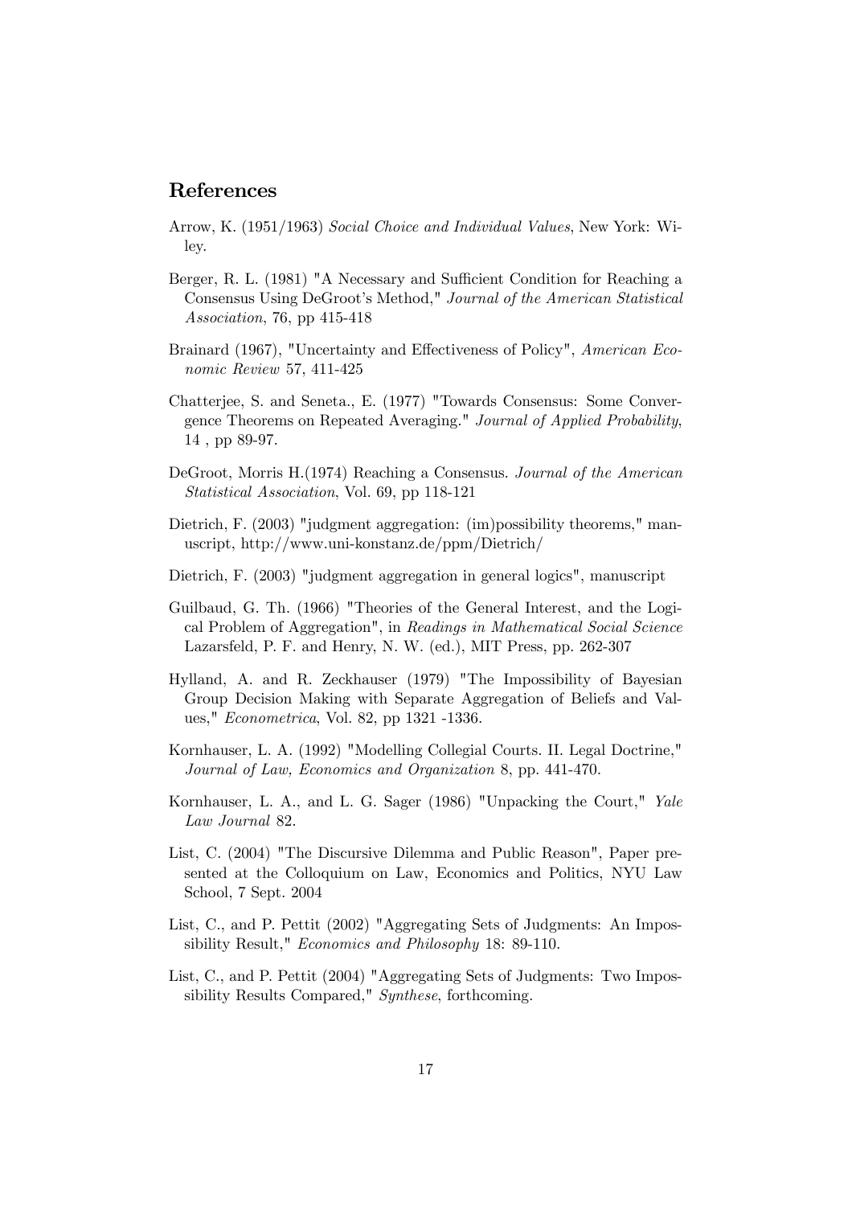## References

Arrow, K. (1951/1963) *Social Choice and Individual Values*, New York: Wiley.

Berger, R. L. (1981) "A Necessary and Sufficient Condition for Reaching a Consensus Using DeGroot's Method," *Journal of the American Statistical Association*, 76, pp 415-418

Brainard (1967), "Uncertainty and Effectiveness of Policy", *American Economic Review* 57, 411-425

Chatterjee, S. and Seneta., E. (1977) "Towards Consensus: Some Convergence Theorems on Repeated Averaging." *Journal of Applied Probability*, 14 , pp 89-97.

DeGroot, Morris H.(1974) Reaching a Consensus. *Journal of the American Statistical Association*, Vol. 69, pp 118-121

Dietrich, F. (2003) "judgment aggregation: (im)possibility theorems," manuscript, http://www.uni-konstanz.de/ppm/Dietrich/

Dietrich, F. (2003) "judgment aggregation in general logics", manuscript

Guilbaud, G. Th. (1966) "Theories of the General Interest, and the Logical Problem of Aggregation", in *Readings in Mathematical Social Science* Lazarsfeld, P. F. and Henry, N. W. (ed.), MIT Press, pp. 262-307

Hylland, A. and R. Zeckhauser (1979) "The Impossibility of Bayesian Group Decision Making with Separate Aggregation of Beliefs and Values," *Econometrica*, Vol. 82, pp 1321 -1336.

Kornhauser, L. A. (1992) "Modelling Collegial Courts. II. Legal Doctrine," *Journal of Law, Economics and Organization* 8, pp. 441-470.

Kornhauser, L. A., and L. G. Sager (1986) "Unpacking the Court," *Yale Law Journal* 82.

List, C. (2004) "The Discursive Dilemma and Public Reason", Paper presented at the Colloquium on Law, Economics and Politics, NYU Law School, 7 Sept. 2004

List, C., and P. Pettit (2002) "Aggregating Sets of Judgments: An Impossibility Result," *Economics and Philosophy* 18: 89-110.

List, C., and P. Pettit (2004) "Aggregating Sets of Judgments: Two Impossibility Results Compared," *Synthese*, forthcoming.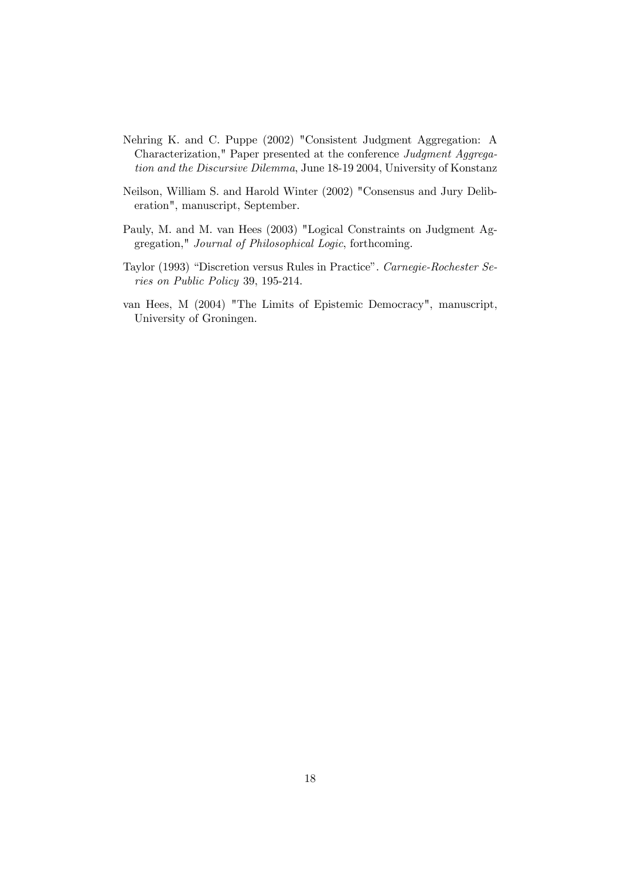Nehring K. and C. Puppe (2002) "Consistent Judgment Aggregation: A Characterization," Paper presented at the conference *Judgment Aggregation and the Discursive Dilemma*, June 18-19 2004, University of Konstanz

Neilson, William S. and Harold Winter (2002) "Consensus and Jury Deliberation", manuscript, September.

Pauly, M. and M. van Hees (2003) "Logical Constraints on Judgment Aggregation," *Journal of Philosophical Logic*, forthcoming.

Taylor (1993) "Discretion versus Rules in Practice". *Carnegie-Rochester Series on Public Policy* 39, 195-214.

van Hees, M (2004) "The Limits of Epistemic Democracy", manuscript, University of Groningen.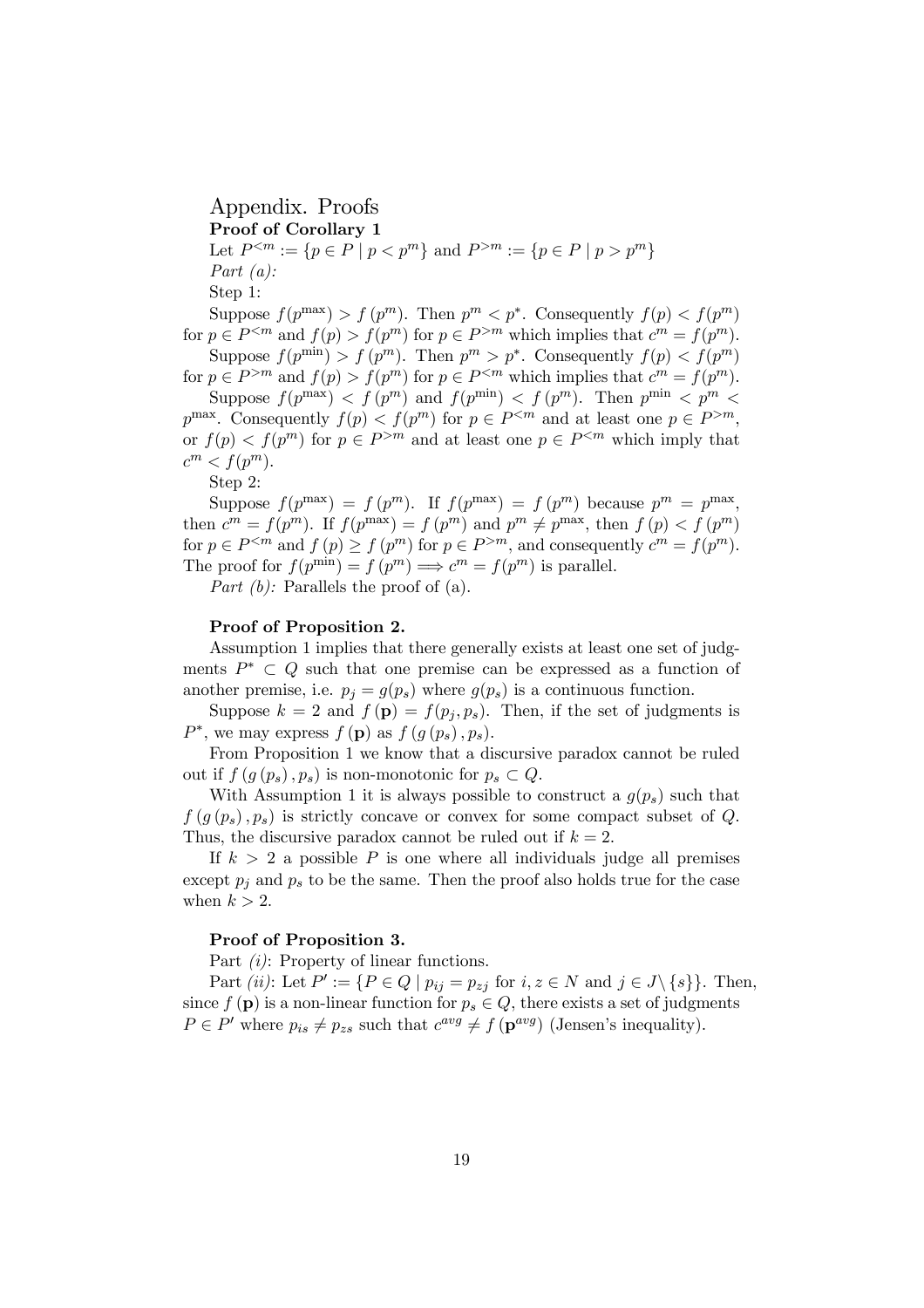# Appendix. Proofs

**Proof of Corollary 1**

Let $P^{<m} := \{p \in P \mid p < p^m\}$ and $P^{>m} := \{p \in P \mid p > p^m\}$

*Part (a):*

Step 1:

Suppose $f(p^{\max}) > f(p^m)$. Then $p^m < p^*$. Consequently $f(p) < f(p^m)$ for $p \in P^{<m}$ and $f(p) > f(p^m)$ for $p \in P^{>m}$ which implies that $c^m = f(p^m)$.

Suppose $f(p^{\min}) > f(p^m)$. Then $p^m > p^*$. Consequently $f(p) < f(p^m)$ for $p \in P^{>m}$ and $f(p) > f(p^m)$ for $p \in P^{<m}$ which implies that $c^m = f(p^m)$.

Suppose $f(p^{\max}) < f(p^m)$ and $f(p^{\min}) < f(p^m)$. Then $p^{\min} < p^m < p^{\max}$. Consequently $f(p) < f(p^m)$ for $p \in P^{<m}$ and at least one $p \in P^{>m}$, or $f(p) < f(p^m)$ for $p \in P^{>m}$ and at least one $p \in P^{<m}$ which imply that $c^m < f(p^m)$.

Step 2:

Suppose $f(p^{\max}) = f(p^m)$. If $f(p^{\max}) = f(p^m)$ because $p^m = p^{\max}$, then $c^m = f(p^m)$. If $f(p^{\max}) = f(p^m)$ and $p^m \neq p^{\max}$, then $f(p) < f(p^m)$ for $p \in P^{<m}$ and $f(p) \geq f(p^m)$ for $p \in P^{>m}$, and consequently $c^m = f(p^m)$. The proof for $f(p^{\min}) = f(p^m) \Longrightarrow c^m = f(p^m)$ is parallel.

*Part (b):* Parallels the proof of (a).

**Proof of Proposition 2.**

Assumption 1 implies that there generally exists at least one set of judgments $P^* \subset Q$ such that one premise can be expressed as a function of another premise, i.e. $p_j = g(p_s)$ where $g(p_s)$ is a continuous function.

Suppose $k = 2$ and $f(\mathbf{p}) = f(p_j, p_s)$. Then, if the set of judgments is $P^*$, we may express $f(\mathbf{p})$ as $f(g(p_s), p_s)$.

From Proposition 1 we know that a discursive paradox cannot be ruled out if $f(g(p_s), p_s)$ is non-monotonic for $p_s \subset Q$.

With Assumption 1 it is always possible to construct a $g(p_s)$ such that $f(g(p_s), p_s)$ is strictly concave or convex for some compact subset of $Q$. Thus, the discursive paradox cannot be ruled out if $k = 2$.

If $k > 2$ a possible $P$ is one where all individuals judge all premises except $p_j$ and $p_s$ to be the same. Then the proof also holds true for the case when $k > 2$.

**Proof of Proposition 3.**

Part *(i)*: Property of linear functions.

Part *(ii)*: Let $P' := \{P \in Q \mid p_{ij} = p_{zj} \text{ for } i, z \in N \text{ and } j \in J \backslash \{s\}\}$. Then, since $f(\mathbf{p})$ is a non-linear function for $p_s \in Q$, there exists a set of judgments $P \in P'$ where $p_{is} \neq p_{zs}$ such that $c^{avg} \neq f(\mathbf{p}^{avg})$ (Jensen's inequality).